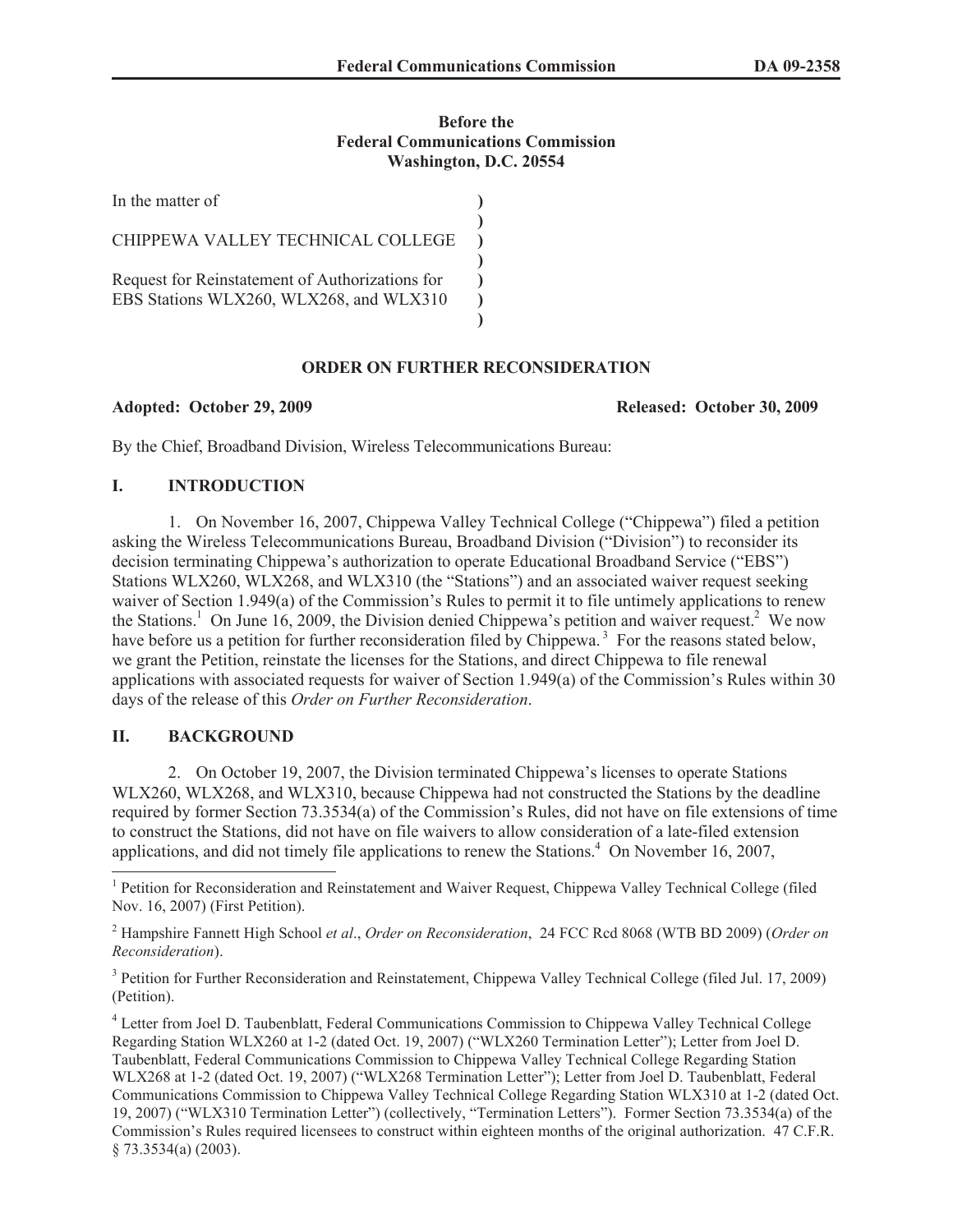**Before the**
**Federal Communications Commission**
**Washington, D.C. 20554**

| | | |
|---|---|---|
| In the matter of | ) | |
| | ) | |
| CHIPPEWA VALLEY TECHNICAL COLLEGE | ) | |
| | ) | |
| Request for Reinstatement of Authorizations for EBS Stations WLX260, WLX268, and WLX310 | ) | |
| | ) | |

## ORDER ON FURTHER RECONSIDERATION

**Adopted: October 29, 2009** **Released: October 30, 2009**

By the Chief, Broadband Division, Wireless Telecommunications Bureau:

## I. INTRODUCTION

1. On November 16, 2007, Chippewa Valley Technical College ("Chippewa") filed a petition asking the Wireless Telecommunications Bureau, Broadband Division ("Division") to reconsider its decision terminating Chippewa's authorization to operate Educational Broadband Service ("EBS") Stations WLX260, WLX268, and WLX310 (the "Stations") and an associated waiver request seeking waiver of Section 1.949(a) of the Commission's Rules to permit it to file untimely applications to renew the Stations.[1] On June 16, 2009, the Division denied Chippewa's petition and waiver request.[2] We now have before us a petition for further reconsideration filed by Chippewa.[3] For the reasons stated below, we grant the Petition, reinstate the licenses for the Stations, and direct Chippewa to file renewal applications with associated requests for waiver of Section 1.949(a) of the Commission's Rules within 30 days of the release of this *Order on Further Reconsideration*.

## II. BACKGROUND

2. On October 19, 2007, the Division terminated Chippewa's licenses to operate Stations WLX260, WLX268, and WLX310, because Chippewa had not constructed the Stations by the deadline required by former Section 73.3534(a) of the Commission's Rules, did not have on file extensions of time to construct the Stations, did not have on file waivers to allow consideration of a late-filed extension applications, and did not timely file applications to renew the Stations.[4] On November 16, 2007,

---

[1] Petition for Reconsideration and Reinstatement and Waiver Request, Chippewa Valley Technical College (filed Nov. 16, 2007) (First Petition).

[2] Hampshire Fannett High School *et al*., *Order on Reconsideration*, 24 FCC Rcd 8068 (WTB BD 2009) (*Order on Reconsideration*).

[3] Petition for Further Reconsideration and Reinstatement, Chippewa Valley Technical College (filed Jul. 17, 2009) (Petition).

[4] Letter from Joel D. Taubenblatt, Federal Communications Commission to Chippewa Valley Technical College Regarding Station WLX260 at 1-2 (dated Oct. 19, 2007) ("WLX260 Termination Letter"); Letter from Joel D. Taubenblatt, Federal Communications Commission to Chippewa Valley Technical College Regarding Station WLX268 at 1-2 (dated Oct. 19, 2007) ("WLX268 Termination Letter"); Letter from Joel D. Taubenblatt, Federal Communications Commission to Chippewa Valley Technical College Regarding Station WLX310 at 1-2 (dated Oct. 19, 2007) ("WLX310 Termination Letter") (collectively, "Termination Letters"). Former Section 73.3534(a) of the Commission's Rules required licensees to construct within eighteen months of the original authorization. 47 C.F.R. § 73.3534(a) (2003).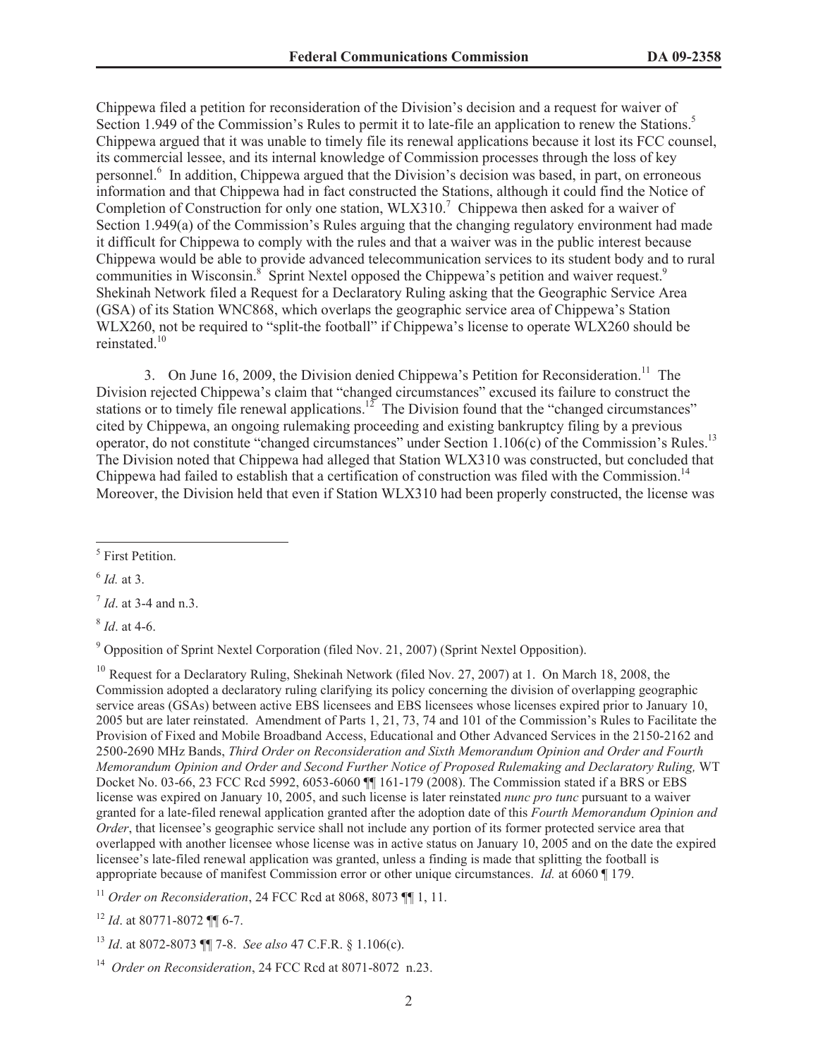Chippewa filed a petition for reconsideration of the Division's decision and a request for waiver of Section 1.949 of the Commission's Rules to permit it to late-file an application to renew the Stations.[5] Chippewa argued that it was unable to timely file its renewal applications because it lost its FCC counsel, its commercial lessee, and its internal knowledge of Commission processes through the loss of key personnel.[6] In addition, Chippewa argued that the Division's decision was based, in part, on erroneous information and that Chippewa had in fact constructed the Stations, although it could find the Notice of Completion of Construction for only one station, WLX310.[7] Chippewa then asked for a waiver of Section 1.949(a) of the Commission's Rules arguing that the changing regulatory environment had made it difficult for Chippewa to comply with the rules and that a waiver was in the public interest because Chippewa would be able to provide advanced telecommunication services to its student body and to rural communities in Wisconsin.[8] Sprint Nextel opposed the Chippewa's petition and waiver request.[9] Shekinah Network filed a Request for a Declaratory Ruling asking that the Geographic Service Area (GSA) of its Station WNC868, which overlaps the geographic service area of Chippewa's Station WLX260, not be required to "split-the football" if Chippewa's license to operate WLX260 should be reinstated.[10]

3. On June 16, 2009, the Division denied Chippewa's Petition for Reconsideration.[11] The Division rejected Chippewa's claim that "changed circumstances" excused its failure to construct the stations or to timely file renewal applications.[12] The Division found that the "changed circumstances" cited by Chippewa, an ongoing rulemaking proceeding and existing bankruptcy filing by a previous operator, do not constitute "changed circumstances" under Section 1.106(c) of the Commission's Rules.[13] The Division noted that Chippewa had alleged that Station WLX310 was constructed, but concluded that Chippewa had failed to establish that a certification of construction was filed with the Commission.[14] Moreover, the Division held that even if Station WLX310 had been properly constructed, the license was

---

[5] First Petition.

[6] *Id.* at 3.

[7] *Id*. at 3-4 and n.3.

[8] *Id*. at 4-6.

[9] Opposition of Sprint Nextel Corporation (filed Nov. 21, 2007) (Sprint Nextel Opposition).

[10] Request for a Declaratory Ruling, Shekinah Network (filed Nov. 27, 2007) at 1. On March 18, 2008, the Commission adopted a declaratory ruling clarifying its policy concerning the division of overlapping geographic service areas (GSAs) between active EBS licensees and EBS licensees whose licenses expired prior to January 10, 2005 but are later reinstated. Amendment of Parts 1, 21, 73, 74 and 101 of the Commission's Rules to Facilitate the Provision of Fixed and Mobile Broadband Access, Educational and Other Advanced Services in the 2150-2162 and 2500-2690 MHz Bands, *Third Order on Reconsideration and Sixth Memorandum Opinion and Order and Fourth Memorandum Opinion and Order and Second Further Notice of Proposed Rulemaking and Declaratory Ruling,* WT Docket No. 03-66, 23 FCC Rcd 5992, 6053-6060 ¶¶ 161-179 (2008). The Commission stated if a BRS or EBS license was expired on January 10, 2005, and such license is later reinstated *nunc pro tunc* pursuant to a waiver granted for a late-filed renewal application granted after the adoption date of this *Fourth Memorandum Opinion and Order*, that licensee's geographic service shall not include any portion of its former protected service area that overlapped with another licensee whose license was in active status on January 10, 2005 and on the date the expired licensee's late-filed renewal application was granted, unless a finding is made that splitting the football is appropriate because of manifest Commission error or other unique circumstances. *Id.* at 6060 ¶ 179.

[11] *Order on Reconsideration*, 24 FCC Rcd at 8068, 8073 ¶¶ 1, 11.

[12] *Id*. at 80771-8072 ¶¶ 6-7.

[13] *Id*. at 8072-8073 ¶¶ 7-8. *See also* 47 C.F.R. § 1.106(c).

[14] *Order on Reconsideration*, 24 FCC Rcd at 8071-8072 n.23.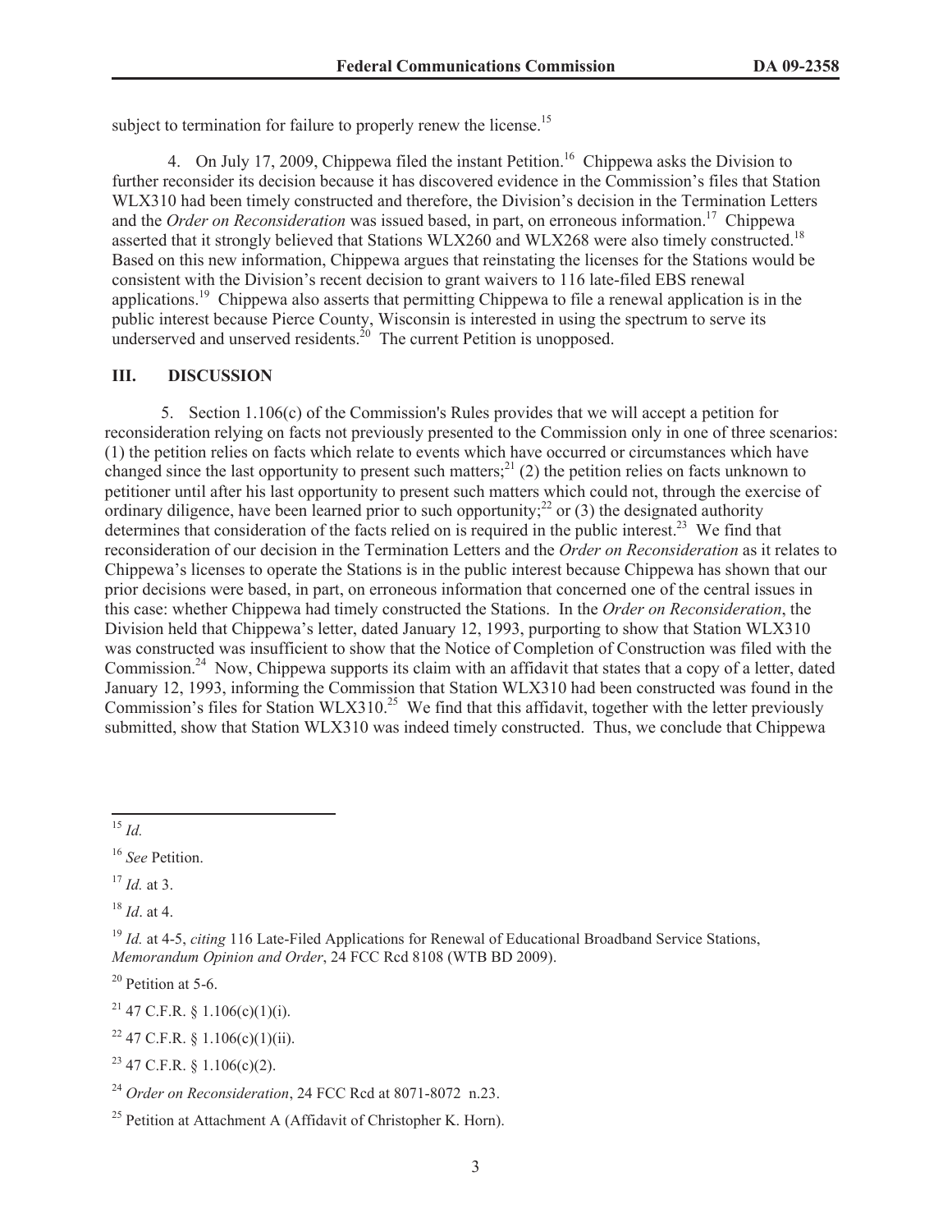subject to termination for failure to properly renew the license.[15]

4. On July 17, 2009, Chippewa filed the instant Petition.[16] Chippewa asks the Division to further reconsider its decision because it has discovered evidence in the Commission's files that Station WLX310 had been timely constructed and therefore, the Division's decision in the Termination Letters and the *Order on Reconsideration* was issued based, in part, on erroneous information.[17] Chippewa asserted that it strongly believed that Stations WLX260 and WLX268 were also timely constructed.[18] Based on this new information, Chippewa argues that reinstating the licenses for the Stations would be consistent with the Division's recent decision to grant waivers to 116 late-filed EBS renewal applications.[19] Chippewa also asserts that permitting Chippewa to file a renewal application is in the public interest because Pierce County, Wisconsin is interested in using the spectrum to serve its underserved and unserved residents.[20] The current Petition is unopposed.

## III. DISCUSSION

5. Section 1.106(c) of the Commission's Rules provides that we will accept a petition for reconsideration relying on facts not previously presented to the Commission only in one of three scenarios: (1) the petition relies on facts which relate to events which have occurred or circumstances which have changed since the last opportunity to present such matters;[21] (2) the petition relies on facts unknown to petitioner until after his last opportunity to present such matters which could not, through the exercise of ordinary diligence, have been learned prior to such opportunity;[22] or (3) the designated authority determines that consideration of the facts relied on is required in the public interest.[23] We find that reconsideration of our decision in the Termination Letters and the *Order on Reconsideration* as it relates to Chippewa's licenses to operate the Stations is in the public interest because Chippewa has shown that our prior decisions were based, in part, on erroneous information that concerned one of the central issues in this case: whether Chippewa had timely constructed the Stations. In the *Order on Reconsideration*, the Division held that Chippewa's letter, dated January 12, 1993, purporting to show that Station WLX310 was constructed was insufficient to show that the Notice of Completion of Construction was filed with the Commission.[24] Now, Chippewa supports its claim with an affidavit that states that a copy of a letter, dated January 12, 1993, informing the Commission that Station WLX310 had been constructed was found in the Commission's files for Station WLX310.[25] We find that this affidavit, together with the letter previously submitted, show that Station WLX310 was indeed timely constructed. Thus, we conclude that Chippewa

---

[15] *Id.*

[16] *See* Petition.

[17] *Id.* at 3.

[18] *Id*. at 4.

[19] *Id.* at 4-5, *citing* 116 Late-Filed Applications for Renewal of Educational Broadband Service Stations, *Memorandum Opinion and Order*, 24 FCC Rcd 8108 (WTB BD 2009).

[20] Petition at 5-6.

[21] 47 C.F.R. § 1.106(c)(1)(i).

[22] 47 C.F.R. § 1.106(c)(1)(ii).

[23] 47 C.F.R. § 1.106(c)(2).

[24] *Order on Reconsideration*, 24 FCC Rcd at 8071-8072 n.23.

[25] Petition at Attachment A (Affidavit of Christopher K. Horn).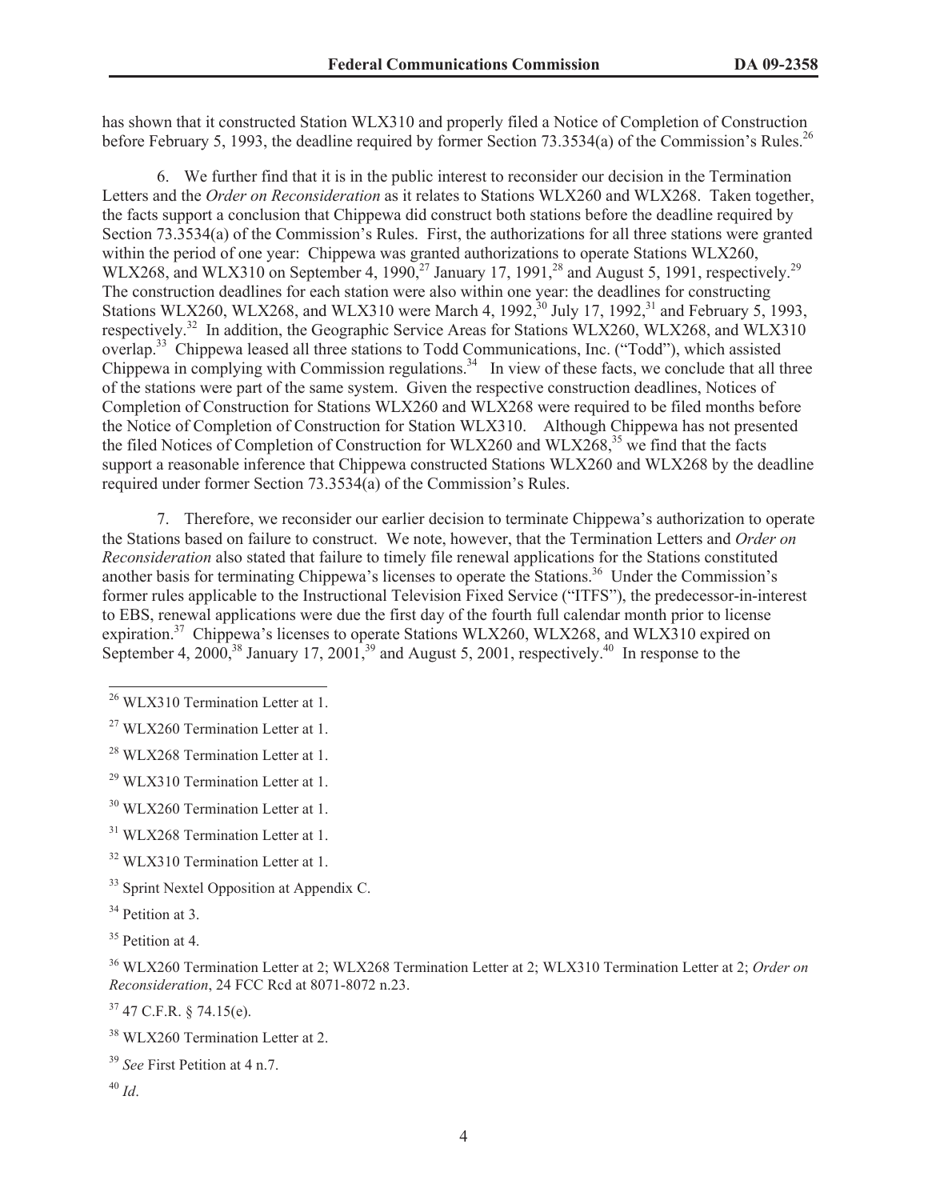has shown that it constructed Station WLX310 and properly filed a Notice of Completion of Construction before February 5, 1993, the deadline required by former Section 73.3534(a) of the Commission's Rules.[26]

6. We further find that it is in the public interest to reconsider our decision in the Termination Letters and the *Order on Reconsideration* as it relates to Stations WLX260 and WLX268. Taken together, the facts support a conclusion that Chippewa did construct both stations before the deadline required by Section 73.3534(a) of the Commission's Rules. First, the authorizations for all three stations were granted within the period of one year: Chippewa was granted authorizations to operate Stations WLX260, WLX268, and WLX310 on September 4, 1990,[27] January 17, 1991,[28] and August 5, 1991, respectively.[29] The construction deadlines for each station were also within one year: the deadlines for constructing Stations WLX260, WLX268, and WLX310 were March 4, 1992,[30] July 17, 1992,[31] and February 5, 1993, respectively.[32] In addition, the Geographic Service Areas for Stations WLX260, WLX268, and WLX310 overlap.[33] Chippewa leased all three stations to Todd Communications, Inc. ("Todd"), which assisted Chippewa in complying with Commission regulations.[34] In view of these facts, we conclude that all three of the stations were part of the same system. Given the respective construction deadlines, Notices of Completion of Construction for Stations WLX260 and WLX268 were required to be filed months before the Notice of Completion of Construction for Station WLX310. Although Chippewa has not presented the filed Notices of Completion of Construction for WLX260 and WLX268,[35] we find that the facts support a reasonable inference that Chippewa constructed Stations WLX260 and WLX268 by the deadline required under former Section 73.3534(a) of the Commission's Rules.

7. Therefore, we reconsider our earlier decision to terminate Chippewa's authorization to operate the Stations based on failure to construct. We note, however, that the Termination Letters and *Order on Reconsideration* also stated that failure to timely file renewal applications for the Stations constituted another basis for terminating Chippewa's licenses to operate the Stations.[36] Under the Commission's former rules applicable to the Instructional Television Fixed Service ("ITFS"), the predecessor-in-interest to EBS, renewal applications were due the first day of the fourth full calendar month prior to license expiration.[37] Chippewa's licenses to operate Stations WLX260, WLX268, and WLX310 expired on September 4, 2000,[38] January 17, 2001,[39] and August 5, 2001, respectively.[40] In response to the

---

[26] WLX310 Termination Letter at 1.

[27] WLX260 Termination Letter at 1.

[28] WLX268 Termination Letter at 1.

[29] WLX310 Termination Letter at 1.

[30] WLX260 Termination Letter at 1.

[31] WLX268 Termination Letter at 1.

[32] WLX310 Termination Letter at 1.

[33] Sprint Nextel Opposition at Appendix C.

[34] Petition at 3.

[35] Petition at 4.

[36] WLX260 Termination Letter at 2; WLX268 Termination Letter at 2; WLX310 Termination Letter at 2; *Order on Reconsideration*, 24 FCC Rcd at 8071-8072 n.23.

[37] 47 C.F.R. § 74.15(e).

[38] WLX260 Termination Letter at 2.

[39] *See* First Petition at 4 n.7.

[40] *Id*.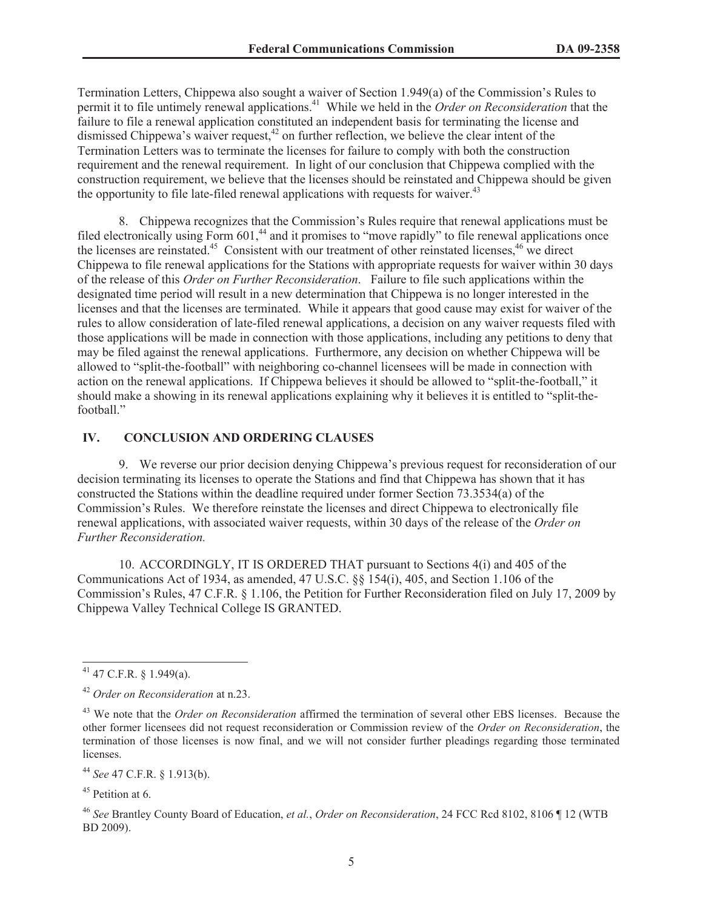Termination Letters, Chippewa also sought a waiver of Section 1.949(a) of the Commission's Rules to permit it to file untimely renewal applications.[41] While we held in the *Order on Reconsideration* that the failure to file a renewal application constituted an independent basis for terminating the license and dismissed Chippewa's waiver request,[42] on further reflection, we believe the clear intent of the Termination Letters was to terminate the licenses for failure to comply with both the construction requirement and the renewal requirement. In light of our conclusion that Chippewa complied with the construction requirement, we believe that the licenses should be reinstated and Chippewa should be given the opportunity to file late-filed renewal applications with requests for waiver.[43]

8. Chippewa recognizes that the Commission's Rules require that renewal applications must be filed electronically using Form 601,[44] and it promises to "move rapidly" to file renewal applications once the licenses are reinstated.[45] Consistent with our treatment of other reinstated licenses,[46] we direct Chippewa to file renewal applications for the Stations with appropriate requests for waiver within 30 days of the release of this *Order on Further Reconsideration*. Failure to file such applications within the designated time period will result in a new determination that Chippewa is no longer interested in the licenses and that the licenses are terminated. While it appears that good cause may exist for waiver of the rules to allow consideration of late-filed renewal applications, a decision on any waiver requests filed with those applications will be made in connection with those applications, including any petitions to deny that may be filed against the renewal applications. Furthermore, any decision on whether Chippewa will be allowed to "split-the-football" with neighboring co-channel licensees will be made in connection with action on the renewal applications. If Chippewa believes it should be allowed to "split-the-football," it should make a showing in its renewal applications explaining why it believes it is entitled to "split-the-football."

## IV. CONCLUSION AND ORDERING CLAUSES

9. We reverse our prior decision denying Chippewa's previous request for reconsideration of our decision terminating its licenses to operate the Stations and find that Chippewa has shown that it has constructed the Stations within the deadline required under former Section 73.3534(a) of the Commission's Rules. We therefore reinstate the licenses and direct Chippewa to electronically file renewal applications, with associated waiver requests, within 30 days of the release of the *Order on Further Reconsideration.*

10. ACCORDINGLY, IT IS ORDERED THAT pursuant to Sections 4(i) and 405 of the Communications Act of 1934, as amended, 47 U.S.C. §§ 154(i), 405, and Section 1.106 of the Commission's Rules, 47 C.F.R. § 1.106, the Petition for Further Reconsideration filed on July 17, 2009 by Chippewa Valley Technical College IS GRANTED.

---

[41] 47 C.F.R. § 1.949(a).

[42] *Order on Reconsideration* at n.23.

[43] We note that the *Order on Reconsideration* affirmed the termination of several other EBS licenses. Because the other former licensees did not request reconsideration or Commission review of the *Order on Reconsideration*, the termination of those licenses is now final, and we will not consider further pleadings regarding those terminated licenses.

[44] *See* 47 C.F.R. § 1.913(b).

[45] Petition at 6.

[46] *See* Brantley County Board of Education, *et al.*, *Order on Reconsideration*, 24 FCC Rcd 8102, 8106 ¶ 12 (WTB BD 2009).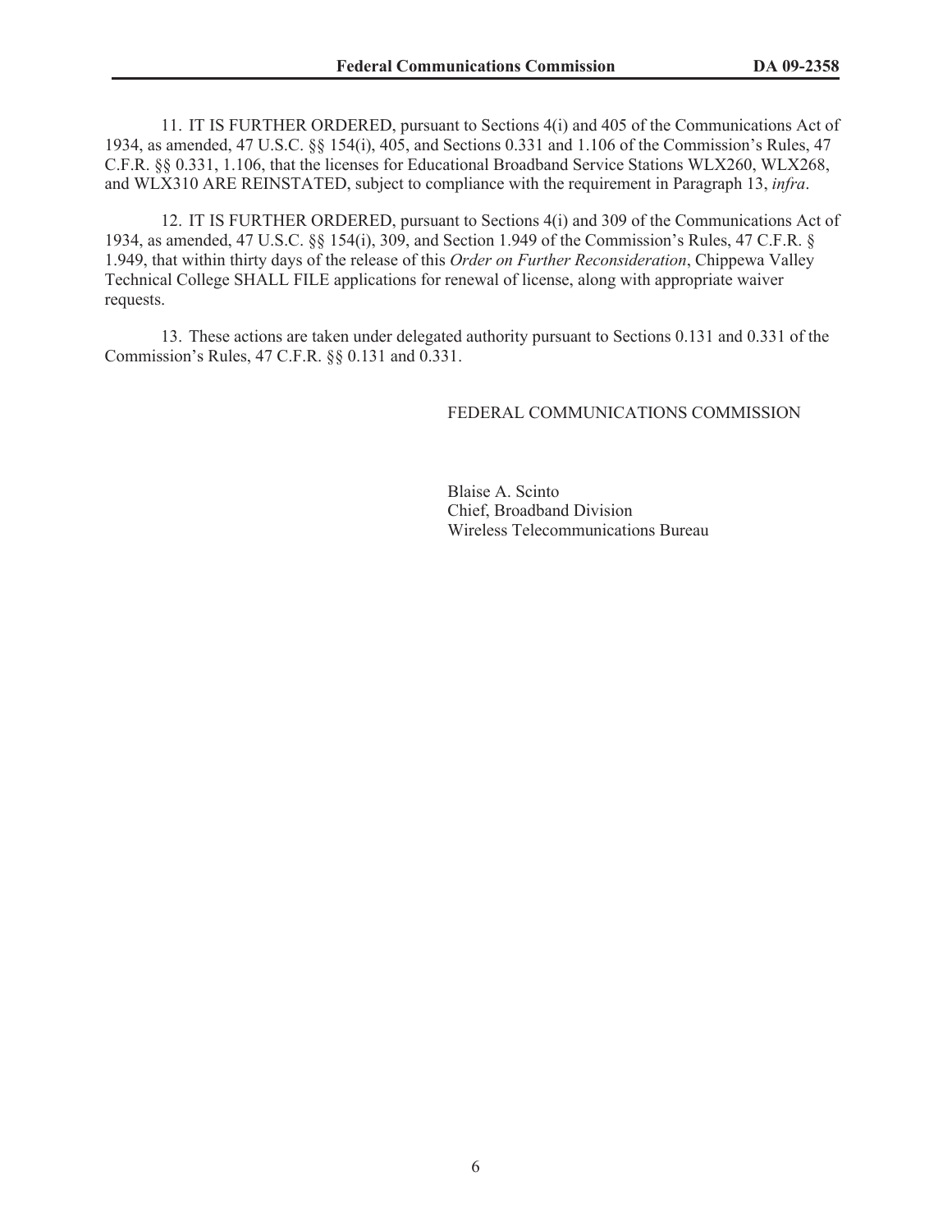11. IT IS FURTHER ORDERED, pursuant to Sections 4(i) and 405 of the Communications Act of 1934, as amended, 47 U.S.C. §§ 154(i), 405, and Sections 0.331 and 1.106 of the Commission's Rules, 47 C.F.R. §§ 0.331, 1.106, that the licenses for Educational Broadband Service Stations WLX260, WLX268, and WLX310 ARE REINSTATED, subject to compliance with the requirement in Paragraph 13, *infra*.

12. IT IS FURTHER ORDERED, pursuant to Sections 4(i) and 309 of the Communications Act of 1934, as amended, 47 U.S.C. §§ 154(i), 309, and Section 1.949 of the Commission's Rules, 47 C.F.R. § 1.949, that within thirty days of the release of this *Order on Further Reconsideration*, Chippewa Valley Technical College SHALL FILE applications for renewal of license, along with appropriate waiver requests.

13. These actions are taken under delegated authority pursuant to Sections 0.131 and 0.331 of the Commission's Rules, 47 C.F.R. §§ 0.131 and 0.331.

FEDERAL COMMUNICATIONS COMMISSION

Blaise A. Scinto
Chief, Broadband Division
Wireless Telecommunications Bureau